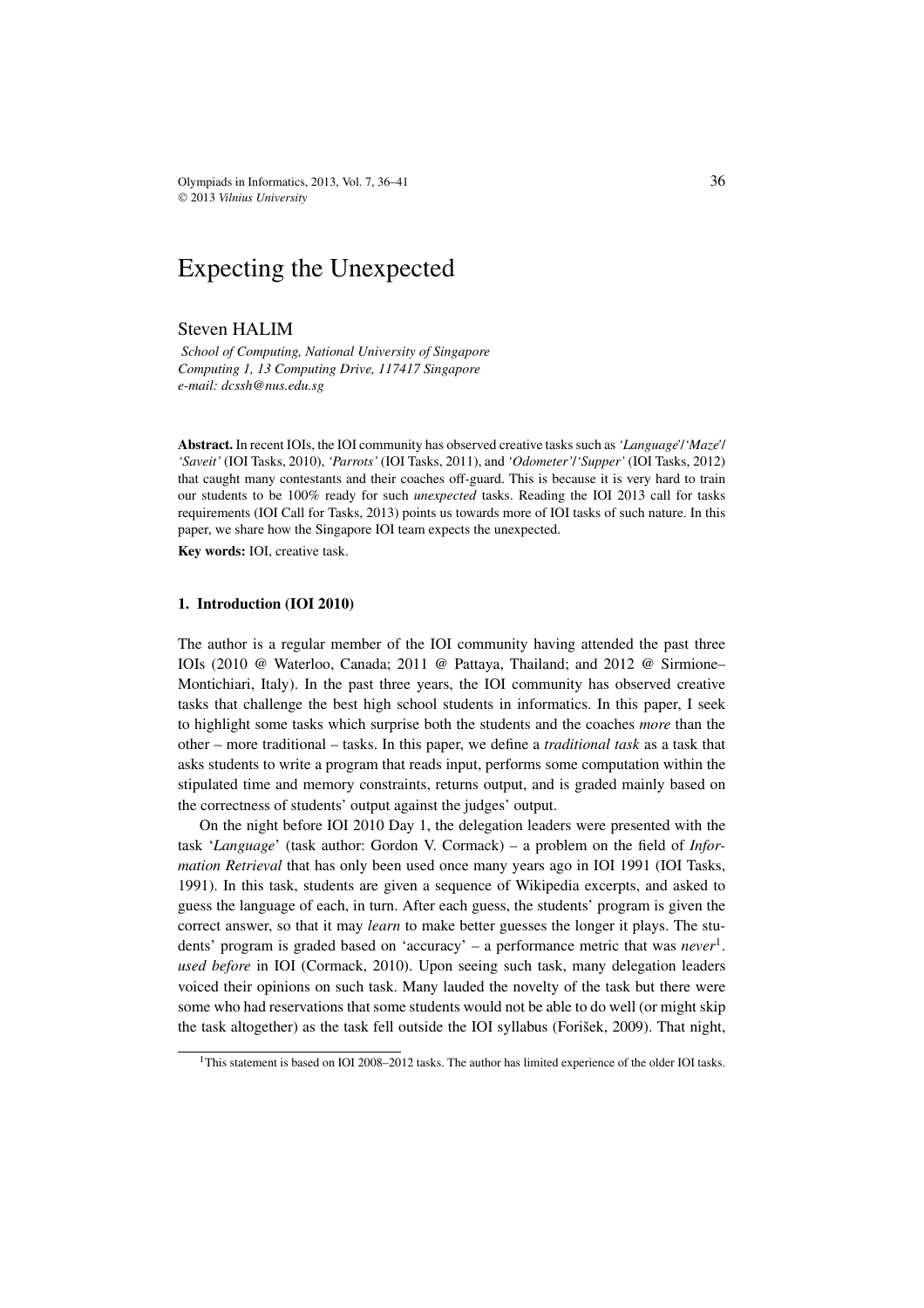# Expecting the Unexpected

Steven HALIM

*School of Computing, National University of Singapore*
*Computing 1, 13 Computing Drive, 117417 Singapore*
*e-mail: dcssh@nus.edu.sg*

**Abstract.** In recent IOIs, the IOI community has observed creative tasks such as *'Language'*/*'Maze'*/*'Saveit'* (IOI Tasks, 2010), *'Parrots'* (IOI Tasks, 2011), and *'Odometer'*/*'Supper'* (IOI Tasks, 2012) that caught many contestants and their coaches off-guard. This is because it is very hard to train our students to be 100% ready for such *unexpected* tasks. Reading the IOI 2013 call for tasks requirements (IOI Call for Tasks, 2013) points us towards more of IOI tasks of such nature. In this paper, we share how the Singapore IOI team expects the unexpected.

**Key words:** IOI, creative task.

## 1. Introduction (IOI 2010)

The author is a regular member of the IOI community having attended the past three IOIs (2010 @ Waterloo, Canada; 2011 @ Pattaya, Thailand; and 2012 @ Sirmione–Montichiari, Italy). In the past three years, the IOI community has observed creative tasks that challenge the best high school students in informatics. In this paper, I seek to highlight some tasks which surprise both the students and the coaches *more* than the other – more traditional – tasks. In this paper, we define a *traditional task* as a task that asks students to write a program that reads input, performs some computation within the stipulated time and memory constraints, returns output, and is graded mainly based on the correctness of students' output against the judges' output.

On the night before IOI 2010 Day 1, the delegation leaders were presented with the task '*Language*' (task author: Gordon V. Cormack) – a problem on the field of *Information Retrieval* that has only been used once many years ago in IOI 1991 (IOI Tasks, 1991). In this task, students are given a sequence of Wikipedia excerpts, and asked to guess the language of each, in turn. After each guess, the students' program is given the correct answer, so that it may *learn* to make better guesses the longer it plays. The students' program is graded based on 'accuracy' – a performance metric that was *never*[1]. *used before* in IOI (Cormack, 2010). Upon seeing such task, many delegation leaders voiced their opinions on such task. Many lauded the novelty of the task but there were some who had reservations that some students would not be able to do well (or might skip the task altogether) as the task fell outside the IOI syllabus (Forišek, 2009). That night,

[1]This statement is based on IOI 2008–2012 tasks. The author has limited experience of the older IOI tasks.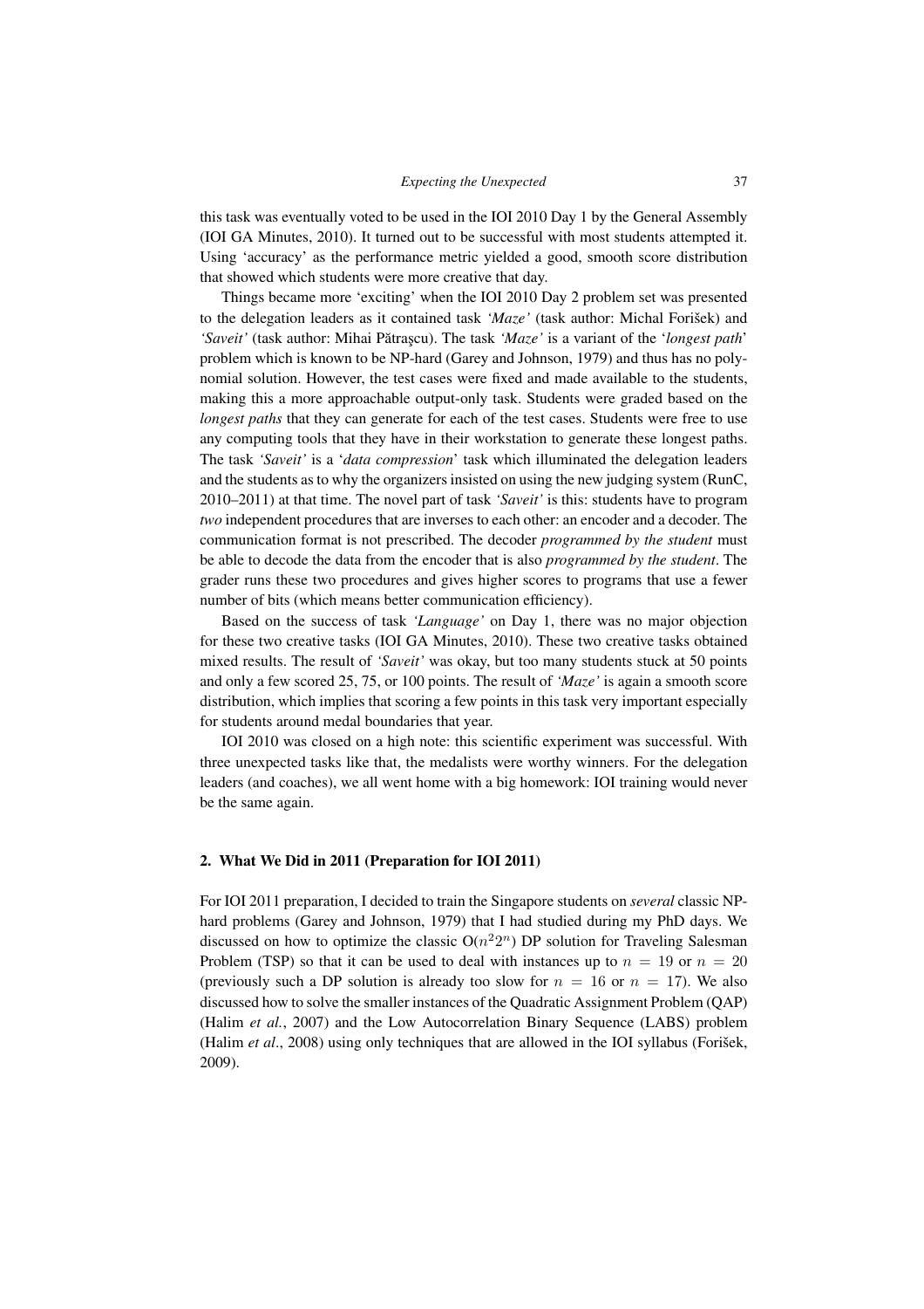this task was eventually voted to be used in the IOI 2010 Day 1 by the General Assembly (IOI GA Minutes, 2010). It turned out to be successful with most students attempted it. Using 'accuracy' as the performance metric yielded a good, smooth score distribution that showed which students were more creative that day.

Things became more 'exciting' when the IOI 2010 Day 2 problem set was presented to the delegation leaders as it contained task *'Maze'* (task author: Michal Forišek) and *'Saveit'* (task author: Mihai Pătraşcu). The task *'Maze'* is a variant of the '*longest path*' problem which is known to be NP-hard (Garey and Johnson, 1979) and thus has no polynomial solution. However, the test cases were fixed and made available to the students, making this a more approachable output-only task. Students were graded based on the *longest paths* that they can generate for each of the test cases. Students were free to use any computing tools that they have in their workstation to generate these longest paths. The task *'Saveit'* is a '*data compression*' task which illuminated the delegation leaders and the students as to why the organizers insisted on using the new judging system (RunC, 2010–2011) at that time. The novel part of task *'Saveit'* is this: students have to program *two* independent procedures that are inverses to each other: an encoder and a decoder. The communication format is not prescribed. The decoder *programmed by the student* must be able to decode the data from the encoder that is also *programmed by the student*. The grader runs these two procedures and gives higher scores to programs that use a fewer number of bits (which means better communication efficiency).

Based on the success of task *'Language'* on Day 1, there was no major objection for these two creative tasks (IOI GA Minutes, 2010). These two creative tasks obtained mixed results. The result of *'Saveit'* was okay, but too many students stuck at 50 points and only a few scored 25, 75, or 100 points. The result of *'Maze'* is again a smooth score distribution, which implies that scoring a few points in this task very important especially for students around medal boundaries that year.

IOI 2010 was closed on a high note: this scientific experiment was successful. With three unexpected tasks like that, the medalists were worthy winners. For the delegation leaders (and coaches), we all went home with a big homework: IOI training would never be the same again.

## 2. What We Did in 2011 (Preparation for IOI 2011)

For IOI 2011 preparation, I decided to train the Singapore students on *several* classic NP-hard problems (Garey and Johnson, 1979) that I had studied during my PhD days. We discussed on how to optimize the classic $O(n^2 2^n)$ DP solution for Traveling Salesman Problem (TSP) so that it can be used to deal with instances up to $n = 19$ or $n = 20$ (previously such a DP solution is already too slow for $n = 16$ or $n = 17$). We also discussed how to solve the smaller instances of the Quadratic Assignment Problem (QAP) (Halim *et al.*, 2007) and the Low Autocorrelation Binary Sequence (LABS) problem (Halim *et al.*, 2008) using only techniques that are allowed in the IOI syllabus (Forišek, 2009).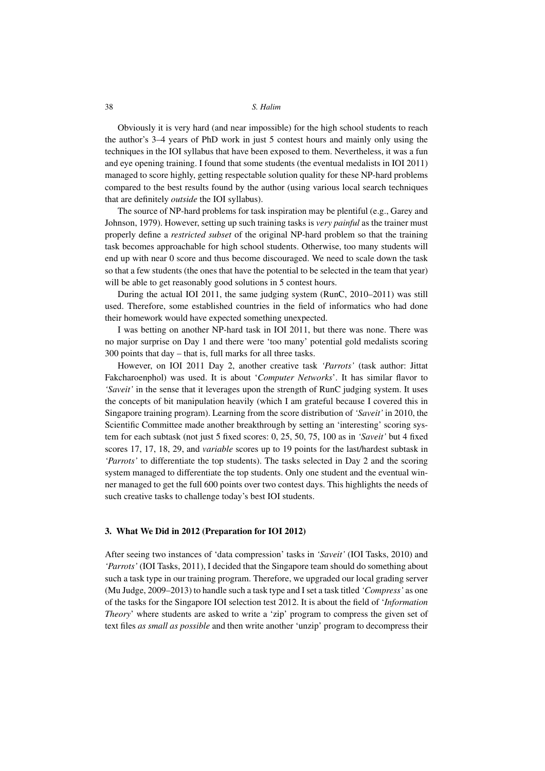Obviously it is very hard (and near impossible) for the high school students to reach the author's 3–4 years of PhD work in just 5 contest hours and mainly only using the techniques in the IOI syllabus that have been exposed to them. Nevertheless, it was a fun and eye opening training. I found that some students (the eventual medalists in IOI 2011) managed to score highly, getting respectable solution quality for these NP-hard problems compared to the best results found by the author (using various local search techniques that are definitely *outside* the IOI syllabus).

The source of NP-hard problems for task inspiration may be plentiful (e.g., Garey and Johnson, 1979). However, setting up such training tasks is *very painful* as the trainer must properly define a *restricted subset* of the original NP-hard problem so that the training task becomes approachable for high school students. Otherwise, too many students will end up with near 0 score and thus become discouraged. We need to scale down the task so that a few students (the ones that have the potential to be selected in the team that year) will be able to get reasonably good solutions in 5 contest hours.

During the actual IOI 2011, the same judging system (RunC, 2010–2011) was still used. Therefore, some established countries in the field of informatics who had done their homework would have expected something unexpected.

I was betting on another NP-hard task in IOI 2011, but there was none. There was no major surprise on Day 1 and there were 'too many' potential gold medalists scoring 300 points that day – that is, full marks for all three tasks.

However, on IOI 2011 Day 2, another creative task *'Parrots'* (task author: Jittat Fakcharoenphol) was used. It is about '*Computer Networks*'. It has similar flavor to *'Saveit'* in the sense that it leverages upon the strength of RunC judging system. It uses the concepts of bit manipulation heavily (which I am grateful because I covered this in Singapore training program). Learning from the score distribution of *'Saveit'* in 2010, the Scientific Committee made another breakthrough by setting an 'interesting' scoring system for each subtask (not just 5 fixed scores: 0, 25, 50, 75, 100 as in *'Saveit'* but 4 fixed scores 17, 17, 18, 29, and *variable* scores up to 19 points for the last/hardest subtask in *'Parrots'* to differentiate the top students). The tasks selected in Day 2 and the scoring system managed to differentiate the top students. Only one student and the eventual winner managed to get the full 600 points over two contest days. This highlights the needs of such creative tasks to challenge today's best IOI students.

## 3. What We Did in 2012 (Preparation for IOI 2012)

After seeing two instances of 'data compression' tasks in *'Saveit'* (IOI Tasks, 2010) and *'Parrots'* (IOI Tasks, 2011), I decided that the Singapore team should do something about such a task type in our training program. Therefore, we upgraded our local grading server (Mu Judge, 2009–2013) to handle such a task type and I set a task titled *'Compress'* as one of the tasks for the Singapore IOI selection test 2012. It is about the field of '*Information Theory*' where students are asked to write a 'zip' program to compress the given set of text files *as small as possible* and then write another 'unzip' program to decompress their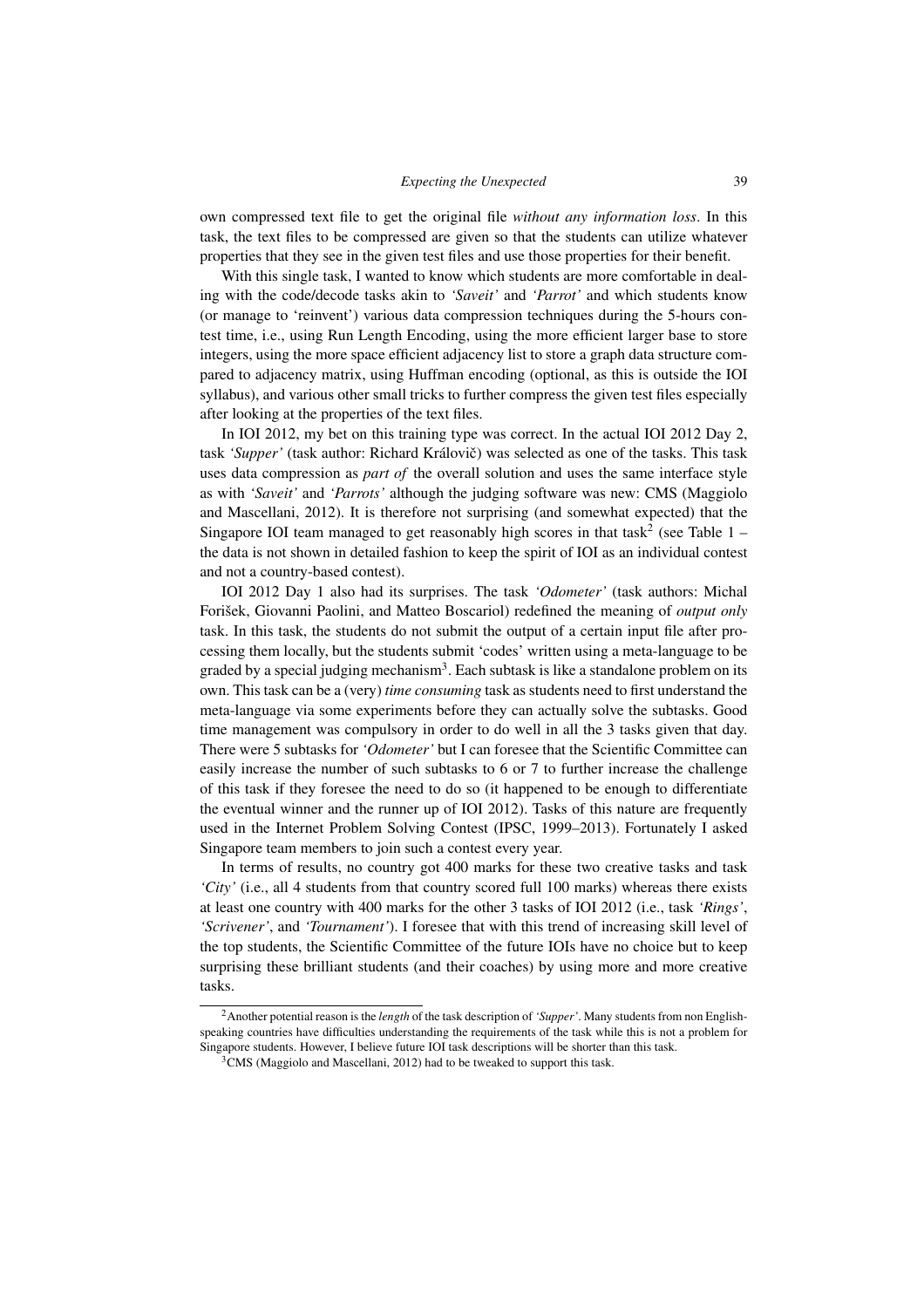own compressed text file to get the original file *without any information loss*. In this task, the text files to be compressed are given so that the students can utilize whatever properties that they see in the given test files and use those properties for their benefit.

With this single task, I wanted to know which students are more comfortable in dealing with the code/decode tasks akin to *'Saveit'* and *'Parrot'* and which students know (or manage to 'reinvent') various data compression techniques during the 5-hours contest time, i.e., using Run Length Encoding, using the more efficient larger base to store integers, using the more space efficient adjacency list to store a graph data structure compared to adjacency matrix, using Huffman encoding (optional, as this is outside the IOI syllabus), and various other small tricks to further compress the given test files especially after looking at the properties of the text files.

In IOI 2012, my bet on this training type was correct. In the actual IOI 2012 Day 2, task *'Supper'* (task author: Richard Královič) was selected as one of the tasks. This task uses data compression as *part of* the overall solution and uses the same interface style as with *'Saveit'* and *'Parrots'* although the judging software was new: CMS (Maggiolo and Mascellani, 2012). It is therefore not surprising (and somewhat expected) that the Singapore IOI team managed to get reasonably high scores in that task[2] (see Table 1 – the data is not shown in detailed fashion to keep the spirit of IOI as an individual contest and not a country-based contest).

IOI 2012 Day 1 also had its surprises. The task *'Odometer'* (task authors: Michal Forišek, Giovanni Paolini, and Matteo Boscariol) redefined the meaning of *output only* task. In this task, the students do not submit the output of a certain input file after processing them locally, but the students submit 'codes' written using a meta-language to be graded by a special judging mechanism[3]. Each subtask is like a standalone problem on its own. This task can be a (very) *time consuming* task as students need to first understand the meta-language via some experiments before they can actually solve the subtasks. Good time management was compulsory in order to do well in all the 3 tasks given that day. There were 5 subtasks for *'Odometer'* but I can foresee that the Scientific Committee can easily increase the number of such subtasks to 6 or 7 to further increase the challenge of this task if they foresee the need to do so (it happened to be enough to differentiate the eventual winner and the runner up of IOI 2012). Tasks of this nature are frequently used in the Internet Problem Solving Contest (IPSC, 1999–2013). Fortunately I asked Singapore team members to join such a contest every year.

In terms of results, no country got 400 marks for these two creative tasks and task *'City'* (i.e., all 4 students from that country scored full 100 marks) whereas there exists at least one country with 400 marks for the other 3 tasks of IOI 2012 (i.e., task *'Rings'*, *'Scrivener'*, and *'Tournament'*). I foresee that with this trend of increasing skill level of the top students, the Scientific Committee of the future IOIs have no choice but to keep surprising these brilliant students (and their coaches) by using more and more creative tasks.

---

[2] Another potential reason is the *length* of the task description of *'Supper'*. Many students from non English-speaking countries have difficulties understanding the requirements of the task while this is not a problem for Singapore students. However, I believe future IOI task descriptions will be shorter than this task.

[3] CMS (Maggiolo and Mascellani, 2012) had to be tweaked to support this task.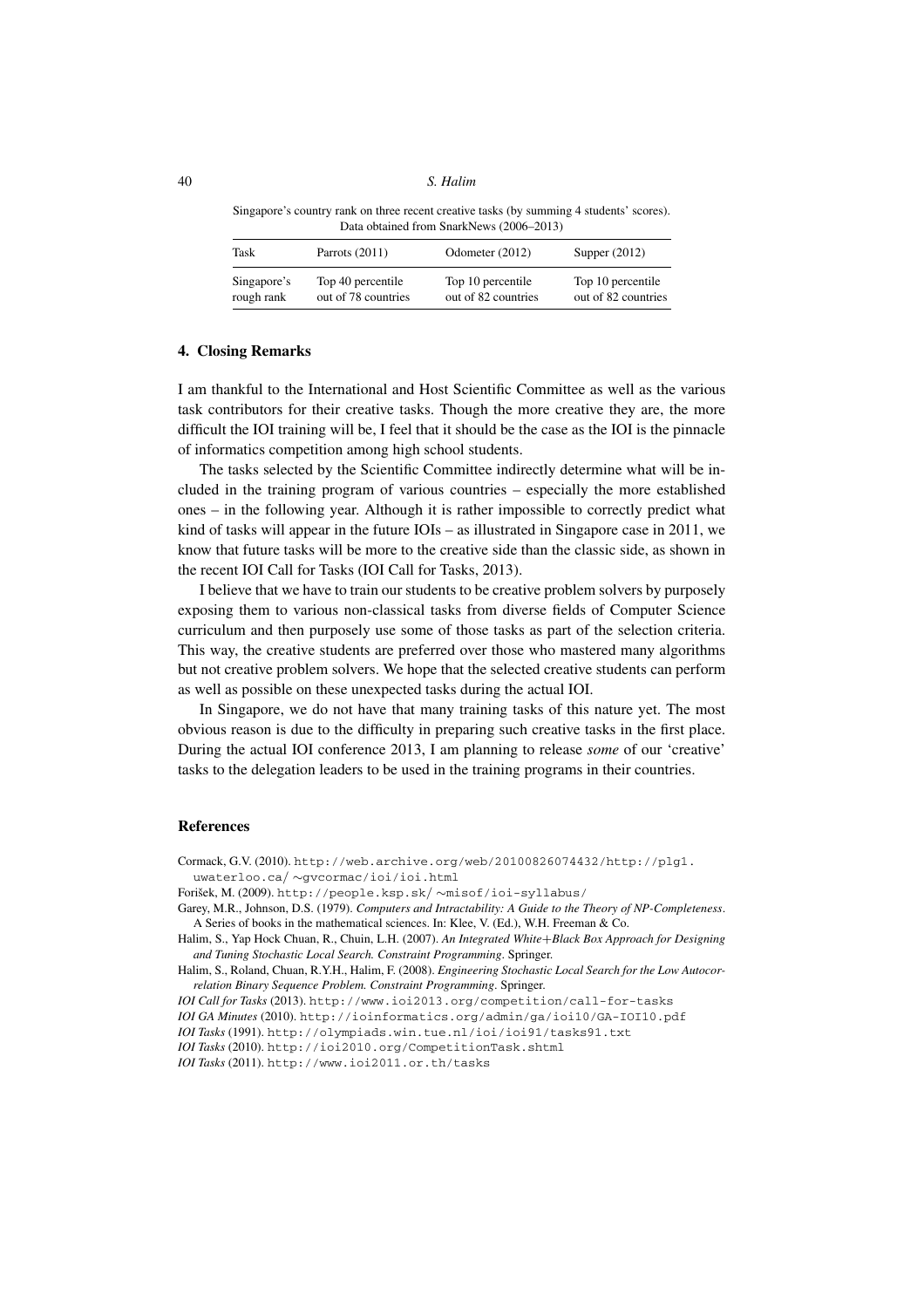Singapore's country rank on three recent creative tasks (by summing 4 students' scores). Data obtained from SnarkNews (2006–2013)

| Task | Parrots (2011) | Odometer (2012) | Supper (2012) |
|---|---|---|---|
| Singapore's rough rank | Top 40 percentile out of 78 countries | Top 10 percentile out of 82 countries | Top 10 percentile out of 82 countries |

## 4. Closing Remarks

I am thankful to the International and Host Scientific Committee as well as the various task contributors for their creative tasks. Though the more creative they are, the more difficult the IOI training will be, I feel that it should be the case as the IOI is the pinnacle of informatics competition among high school students.

The tasks selected by the Scientific Committee indirectly determine what will be included in the training program of various countries – especially the more established ones – in the following year. Although it is rather impossible to correctly predict what kind of tasks will appear in the future IOIs – as illustrated in Singapore case in 2011, we know that future tasks will be more to the creative side than the classic side, as shown in the recent IOI Call for Tasks (IOI Call for Tasks, 2013).

I believe that we have to train our students to be creative problem solvers by purposely exposing them to various non-classical tasks from diverse fields of Computer Science curriculum and then purposely use some of those tasks as part of the selection criteria. This way, the creative students are preferred over those who mastered many algorithms but not creative problem solvers. We hope that the selected creative students can perform as well as possible on these unexpected tasks during the actual IOI.

In Singapore, we do not have that many training tasks of this nature yet. The most obvious reason is due to the difficulty in preparing such creative tasks in the first place. During the actual IOI conference 2013, I am planning to release *some* of our 'creative' tasks to the delegation leaders to be used in the training programs in their countries.

## References

Cormack, G.V. (2010). http://web.archive.org/web/20100826074432/http://plg1.uwaterloo.ca/~gvcormac/ioi/ioi.html

Forišek, M. (2009). http://people.ksp.sk/~misof/ioi-syllabus/

Garey, M.R., Johnson, D.S. (1979). *Computers and Intractability: A Guide to the Theory of NP-Completeness*. A Series of books in the mathematical sciences. In: Klee, V. (Ed.), W.H. Freeman & Co.

Halim, S., Yap Hock Chuan, R., Chuin, L.H. (2007). *An Integrated White+Black Box Approach for Designing and Tuning Stochastic Local Search. Constraint Programming*. Springer.

Halim, S., Roland, Chuan, R.Y.H., Halim, F. (2008). *Engineering Stochastic Local Search for the Low Autocorrelation Binary Sequence Problem. Constraint Programming*. Springer.

*IOI Call for Tasks* (2013). http://www.ioi2013.org/competition/call-for-tasks

*IOI GA Minutes* (2010). http://ioinformatics.org/admin/ga/ioi10/GA-IOI10.pdf

*IOI Tasks* (1991). http://olympiads.win.tue.nl/ioi/ioi91/tasks91.txt

*IOI Tasks* (2010). http://ioi2010.org/CompetitionTask.shtml

*IOI Tasks* (2011). http://www.ioi2011.or.th/tasks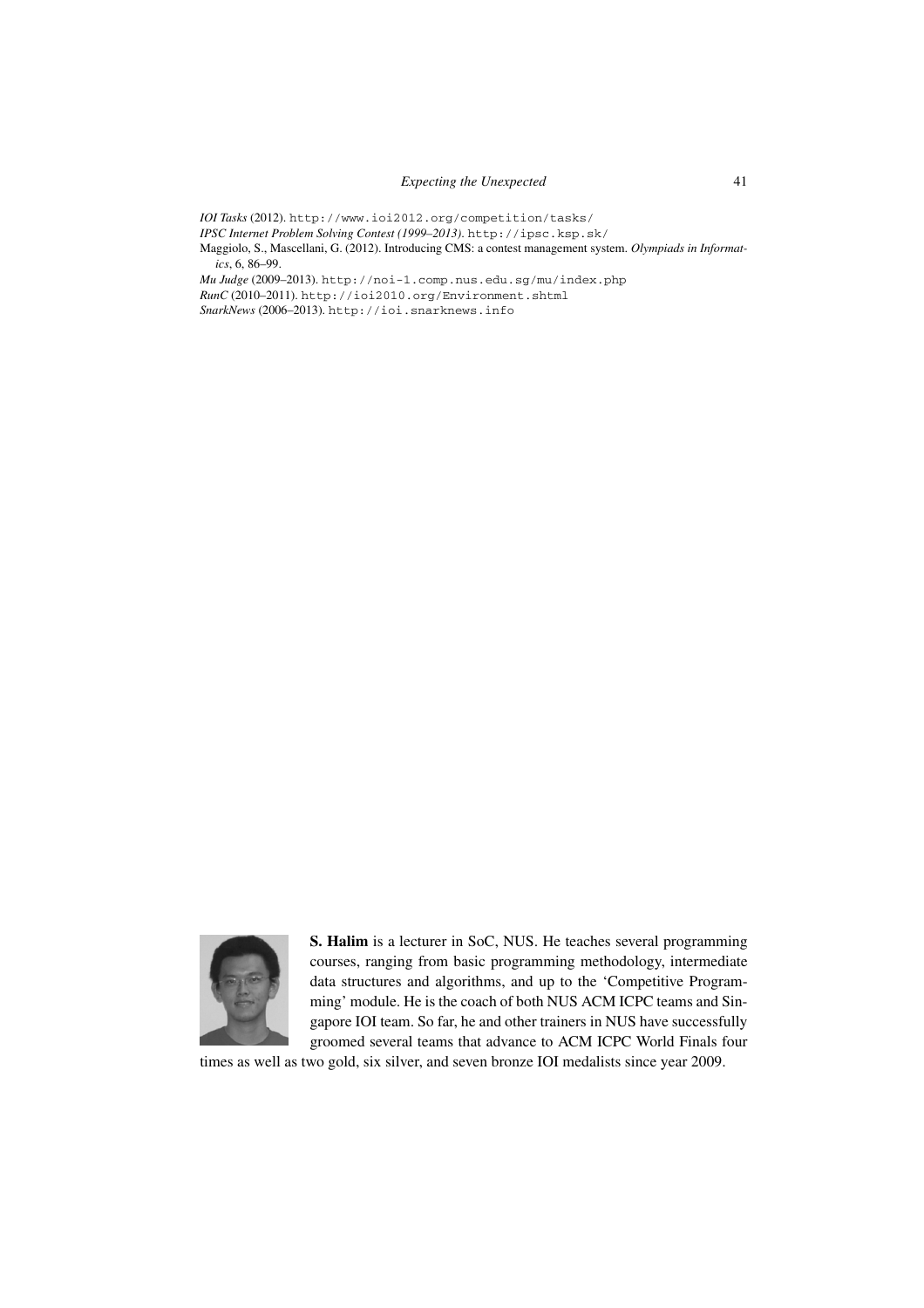*IOI Tasks* (2012). http://www.ioi2012.org/competition/tasks/

*IPSC Internet Problem Solving Contest (1999–2013)*. http://ipsc.ksp.sk/

Maggiolo, S., Mascellani, G. (2012). Introducing CMS: a contest management system. *Olympiads in Informatics*, 6, 86–99.

*Mu Judge* (2009–2013). http://noi-1.comp.nus.edu.sg/mu/index.php

*RunC* (2010–2011). http://ioi2010.org/Environment.shtml

*SnarkNews* (2006–2013). http://ioi.snarknews.info

**S. Halim** is a lecturer in SoC, NUS. He teaches several programming courses, ranging from basic programming methodology, intermediate data structures and algorithms, and up to the 'Competitive Programming' module. He is the coach of both NUS ACM ICPC teams and Singapore IOI team. So far, he and other trainers in NUS have successfully groomed several teams that advance to ACM ICPC World Finals four times as well as two gold, six silver, and seven bronze IOI medalists since year 2009.